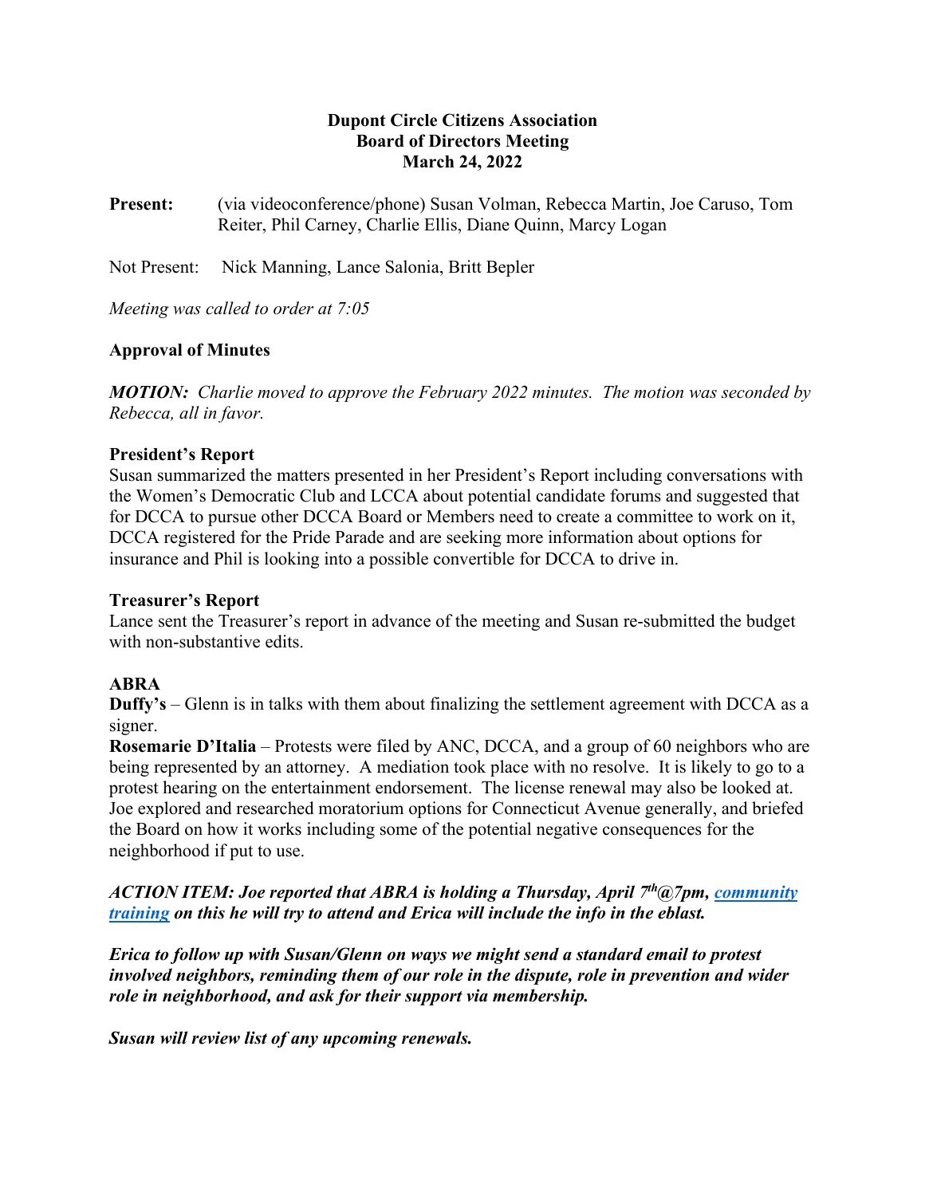**Dupont Circle Citizens Association**
**Board of Directors Meeting**
**March 24, 2022**

**Present:** (via videoconference/phone) Susan Volman, Rebecca Martin, Joe Caruso, Tom Reiter, Phil Carney, Charlie Ellis, Diane Quinn, Marcy Logan

Not Present: Nick Manning, Lance Salonia, Britt Bepler

*Meeting was called to order at 7:05*

**Approval of Minutes**

***MOTION:*** *Charlie moved to approve the February 2022 minutes. The motion was seconded by Rebecca, all in favor.*

**President's Report**

Susan summarized the matters presented in her President's Report including conversations with the Women's Democratic Club and LCCA about potential candidate forums and suggested that for DCCA to pursue other DCCA Board or Members need to create a committee to work on it, DCCA registered for the Pride Parade and are seeking more information about options for insurance and Phil is looking into a possible convertible for DCCA to drive in.

**Treasurer's Report**

Lance sent the Treasurer's report in advance of the meeting and Susan re-submitted the budget with non-substantive edits.

**ABRA**

**Duffy's** – Glenn is in talks with them about finalizing the settlement agreement with DCCA as a signer.

**Rosemarie D'Italia** – Protests were filed by ANC, DCCA, and a group of 60 neighbors who are being represented by an attorney. A mediation took place with no resolve. It is likely to go to a protest hearing on the entertainment endorsement. The license renewal may also be looked at. Joe explored and researched moratorium options for Connecticut Avenue generally, and briefed the Board on how it works including some of the potential negative consequences for the neighborhood if put to use.

***ACTION ITEM: Joe reported that ABRA is holding a Thursday, April 7th@7pm, community training on this he will try to attend and Erica will include the info in the eblast.***

***Erica to follow up with Susan/Glenn on ways we might send a standard email to protest involved neighbors, reminding them of our role in the dispute, role in prevention and wider role in neighborhood, and ask for their support via membership.***

***Susan will review list of any upcoming renewals.***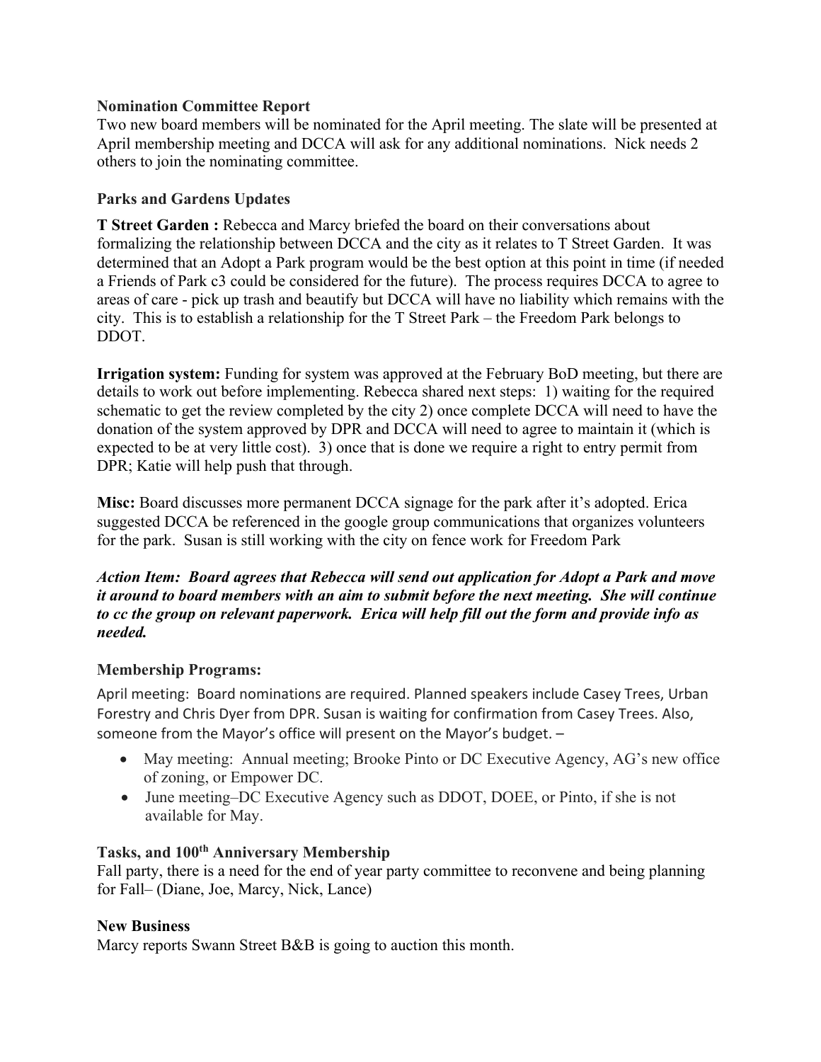**Nomination Committee Report**
Two new board members will be nominated for the April meeting. The slate will be presented at April membership meeting and DCCA will ask for any additional nominations. Nick needs 2 others to join the nominating committee.

**Parks and Gardens Updates**

**T Street Garden :** Rebecca and Marcy briefed the board on their conversations about formalizing the relationship between DCCA and the city as it relates to T Street Garden. It was determined that an Adopt a Park program would be the best option at this point in time (if needed a Friends of Park c3 could be considered for the future). The process requires DCCA to agree to areas of care - pick up trash and beautify but DCCA will have no liability which remains with the city. This is to establish a relationship for the T Street Park – the Freedom Park belongs to DDOT.

**Irrigation system:** Funding for system was approved at the February BoD meeting, but there are details to work out before implementing. Rebecca shared next steps: 1) waiting for the required schematic to get the review completed by the city 2) once complete DCCA will need to have the donation of the system approved by DPR and DCCA will need to agree to maintain it (which is expected to be at very little cost). 3) once that is done we require a right to entry permit from DPR; Katie will help push that through.

**Misc:** Board discusses more permanent DCCA signage for the park after it's adopted. Erica suggested DCCA be referenced in the google group communications that organizes volunteers for the park. Susan is still working with the city on fence work for Freedom Park

***Action Item: Board agrees that Rebecca will send out application for Adopt a Park and move it around to board members with an aim to submit before the next meeting. She will continue to cc the group on relevant paperwork. Erica will help fill out the form and provide info as needed.***

**Membership Programs:**

April meeting: Board nominations are required. Planned speakers include Casey Trees, Urban Forestry and Chris Dyer from DPR. Susan is waiting for confirmation from Casey Trees. Also, someone from the Mayor's office will present on the Mayor's budget. –

- May meeting: Annual meeting; Brooke Pinto or DC Executive Agency, AG's new office of zoning, or Empower DC.
- June meeting–DC Executive Agency such as DDOT, DOEE, or Pinto, if she is not available for May.

**Tasks, and 100th Anniversary Membership**
Fall party, there is a need for the end of year party committee to reconvene and being planning for Fall– (Diane, Joe, Marcy, Nick, Lance)

**New Business**
Marcy reports Swann Street B&B is going to auction this month.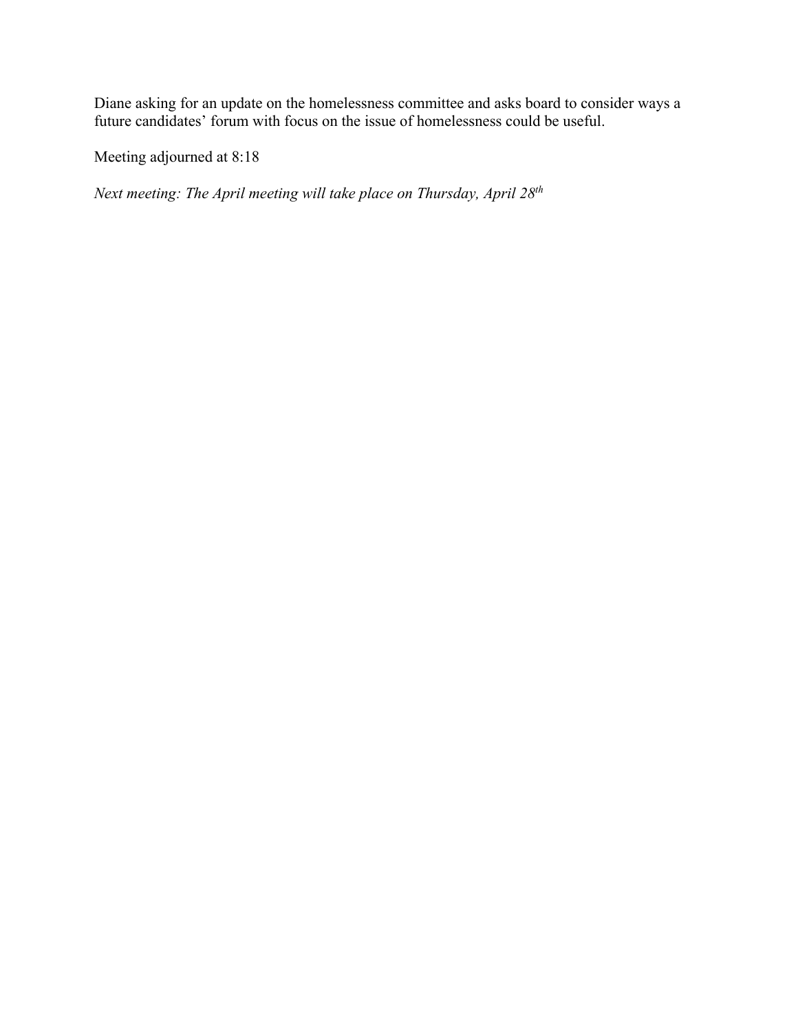Diane asking for an update on the homelessness committee and asks board to consider ways a future candidates' forum with focus on the issue of homelessness could be useful.

Meeting adjourned at 8:18

*Next meeting: The April meeting will take place on Thursday, April 28th*